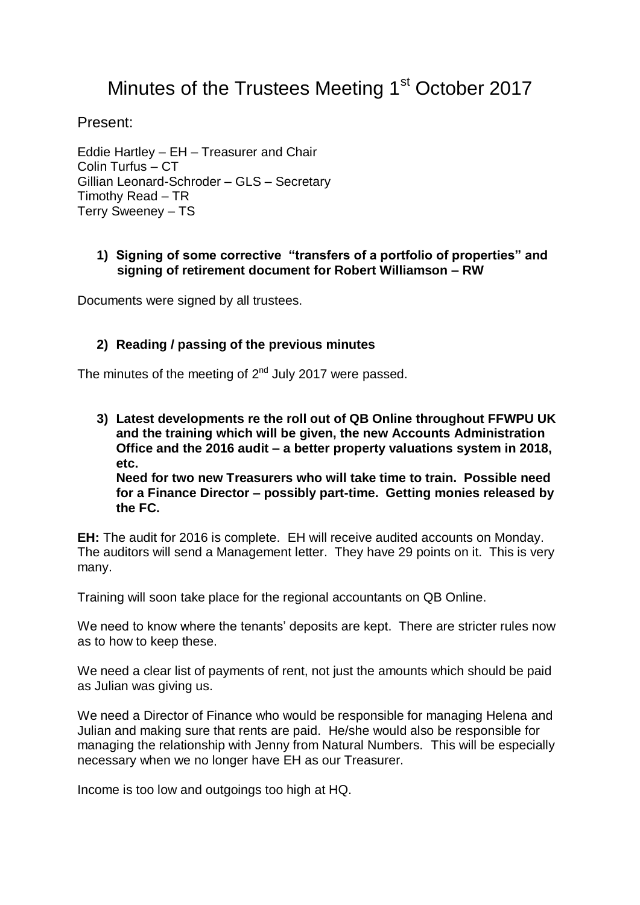# Minutes of the Trustees Meeting 1st October 2017

Present:

Eddie Hartley – EH – Treasurer and Chair
Colin Turfus – CT
Gillian Leonard-Schroder – GLS – Secretary
Timothy Read – TR
Terry Sweeney – TS

**1) Signing of some corrective "transfers of a portfolio of properties" and signing of retirement document for Robert Williamson – RW**

Documents were signed by all trustees.

**2) Reading / passing of the previous minutes**

The minutes of the meeting of 2nd July 2017 were passed.

**3) Latest developments re the roll out of QB Online throughout FFWPU UK and the training which will be given, the new Accounts Administration Office and the 2016 audit – a better property valuations system in 2018, etc.**
**Need for two new Treasurers who will take time to train. Possible need for a Finance Director – possibly part-time. Getting monies released by the FC.**

**EH:** The audit for 2016 is complete. EH will receive audited accounts on Monday. The auditors will send a Management letter. They have 29 points on it. This is very many.

Training will soon take place for the regional accountants on QB Online.

We need to know where the tenants' deposits are kept. There are stricter rules now as to how to keep these.

We need a clear list of payments of rent, not just the amounts which should be paid as Julian was giving us.

We need a Director of Finance who would be responsible for managing Helena and Julian and making sure that rents are paid. He/she would also be responsible for managing the relationship with Jenny from Natural Numbers. This will be especially necessary when we no longer have EH as our Treasurer.

Income is too low and outgoings too high at HQ.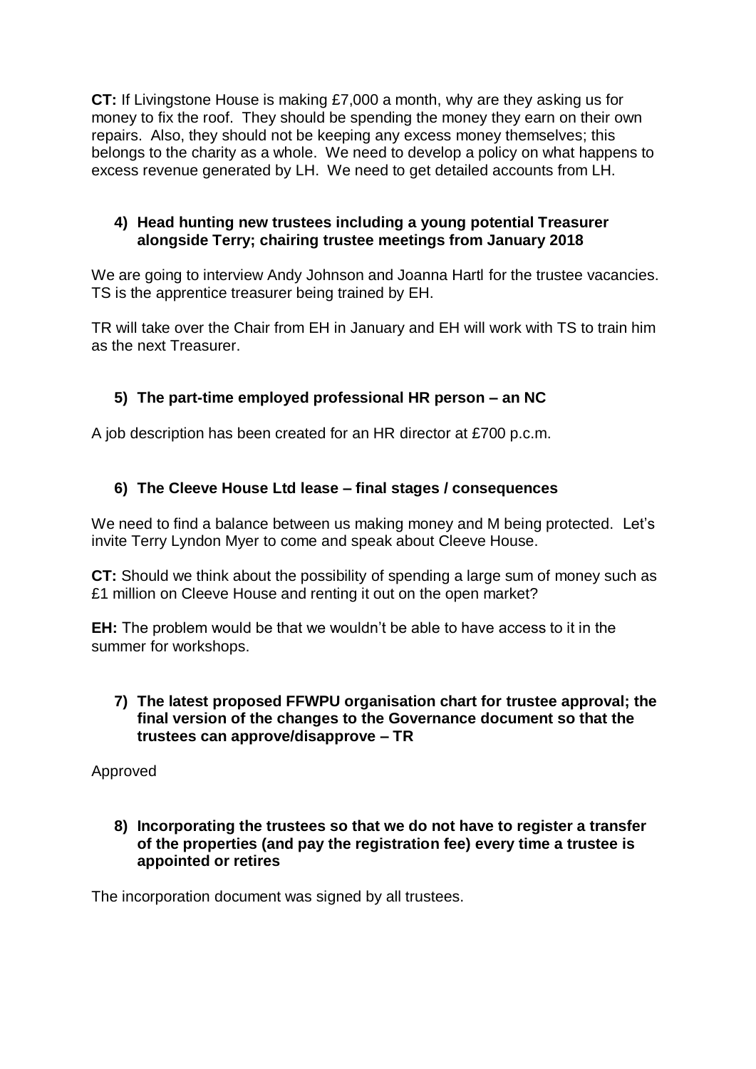**CT:** If Livingstone House is making £7,000 a month, why are they asking us for money to fix the roof. They should be spending the money they earn on their own repairs. Also, they should not be keeping any excess money themselves; this belongs to the charity as a whole. We need to develop a policy on what happens to excess revenue generated by LH. We need to get detailed accounts from LH.

**4) Head hunting new trustees including a young potential Treasurer alongside Terry; chairing trustee meetings from January 2018**

We are going to interview Andy Johnson and Joanna Hartl for the trustee vacancies. TS is the apprentice treasurer being trained by EH.

TR will take over the Chair from EH in January and EH will work with TS to train him as the next Treasurer.

**5) The part-time employed professional HR person – an NC**

A job description has been created for an HR director at £700 p.c.m.

**6) The Cleeve House Ltd lease – final stages / consequences**

We need to find a balance between us making money and M being protected. Let's invite Terry Lyndon Myer to come and speak about Cleeve House.

**CT:** Should we think about the possibility of spending a large sum of money such as £1 million on Cleeve House and renting it out on the open market?

**EH:** The problem would be that we wouldn't be able to have access to it in the summer for workshops.

**7) The latest proposed FFWPU organisation chart for trustee approval; the final version of the changes to the Governance document so that the trustees can approve/disapprove – TR**

Approved

**8) Incorporating the trustees so that we do not have to register a transfer of the properties (and pay the registration fee) every time a trustee is appointed or retires**

The incorporation document was signed by all trustees.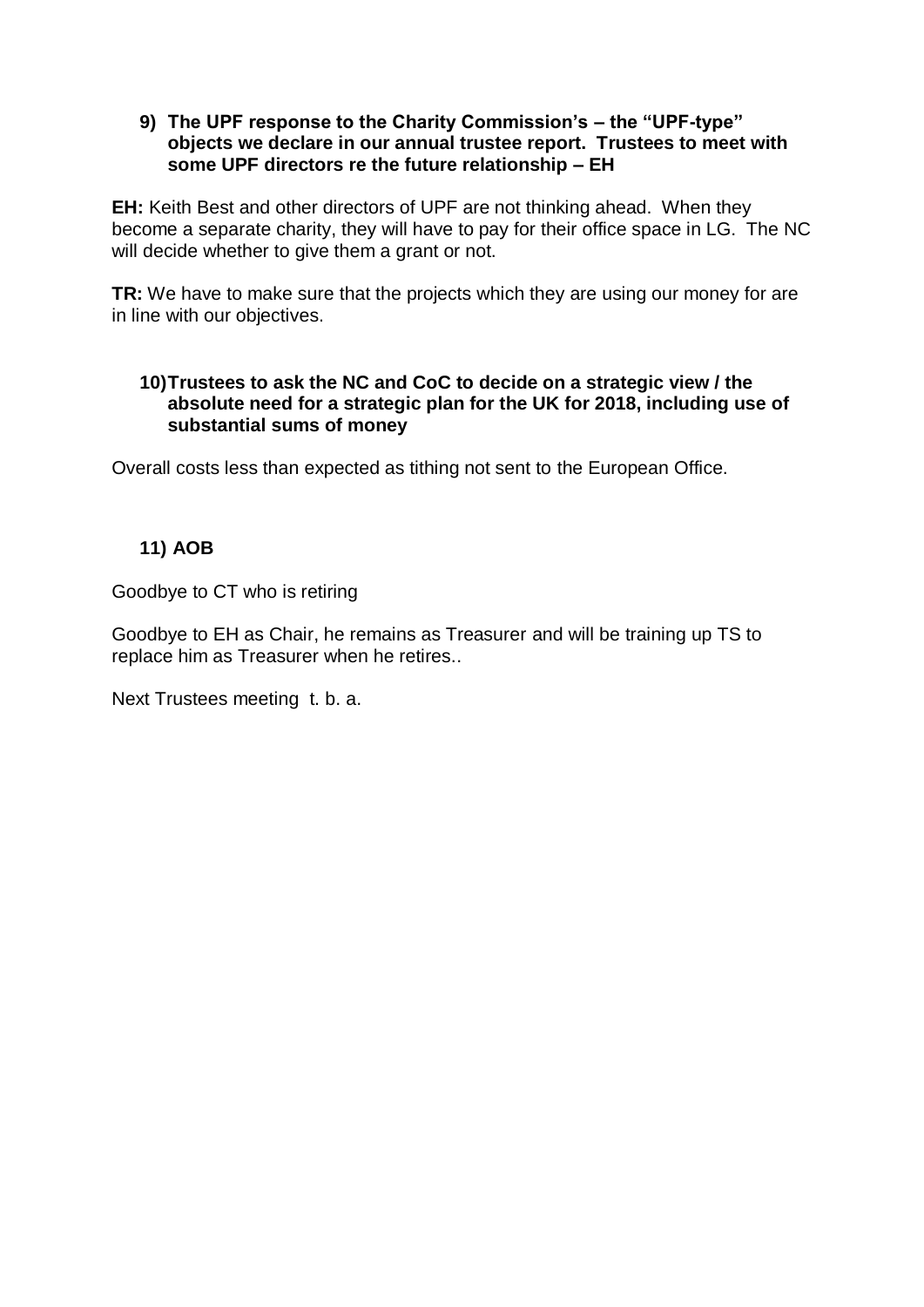**9) The UPF response to the Charity Commission's – the "UPF-type" objects we declare in our annual trustee report. Trustees to meet with some UPF directors re the future relationship – EH**

**EH:** Keith Best and other directors of UPF are not thinking ahead. When they become a separate charity, they will have to pay for their office space in LG. The NC will decide whether to give them a grant or not.

**TR:** We have to make sure that the projects which they are using our money for are in line with our objectives.

**10) Trustees to ask the NC and CoC to decide on a strategic view / the absolute need for a strategic plan for the UK for 2018, including use of substantial sums of money**

Overall costs less than expected as tithing not sent to the European Office.

**11) AOB**

Goodbye to CT who is retiring

Goodbye to EH as Chair, he remains as Treasurer and will be training up TS to replace him as Treasurer when he retires..

Next Trustees meeting t. b. a.